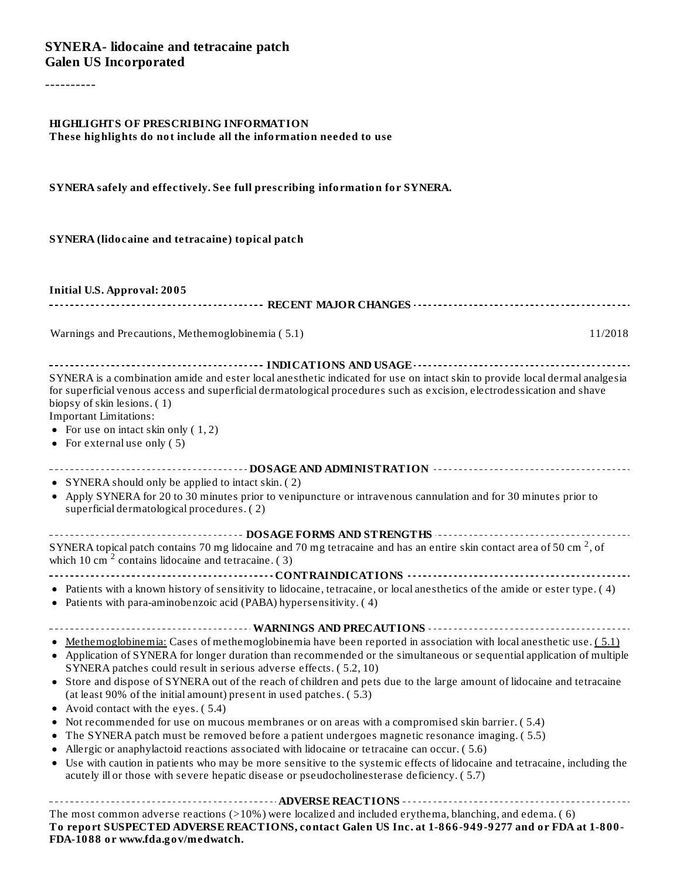**SYNERA- lidocaine and tetracaine patch**
**Galen US Incorporated**

----------

**HIGHLIGHTS OF PRESCRIBING INFORMATION**
**These highlights do not include all the information needed to use**

**SYNERA safely and effectively. See full prescribing information for SYNERA.**

**SYNERA (lidocaine and tetracaine) topical patch**

**Initial U.S. Approval: 2005**

### RECENT MAJOR CHANGES

| | |
|---|---|
| Warnings and Precautions, Methemoglobinemia ( 5.1) | 11/2018 |

### INDICATIONS AND USAGE

SYNERA is a combination amide and ester local anesthetic indicated for use on intact skin to provide local dermal analgesia for superficial venous access and superficial dermatological procedures such as excision, electrodessication and shave biopsy of skin lesions. ( 1)

Important Limitations:

- For use on intact skin only ( 1, 2)
- For external use only ( 5)

### DOSAGE AND ADMINISTRATION

- SYNERA should only be applied to intact skin. ( 2)
- Apply SYNERA for 20 to 30 minutes prior to venipuncture or intravenous cannulation and for 30 minutes prior to superficial dermatological procedures. ( 2)

### DOSAGE FORMS AND STRENGTHS

SYNERA topical patch contains 70 mg lidocaine and 70 mg tetracaine and has an entire skin contact area of 50 $cm^2$, of which 10 $cm^2$ contains lidocaine and tetracaine. ( 3)

### CONTRAINDICATIONS

- Patients with a known history of sensitivity to lidocaine, tetracaine, or local anesthetics of the amide or ester type. ( 4)
- Patients with para-aminobenzoic acid (PABA) hypersensitivity. ( 4)

### WARNINGS AND PRECAUTIONS

- Methemoglobinemia: Cases of methemoglobinemia have been reported in association with local anesthetic use. ( 5.1)
- Application of SYNERA for longer duration than recommended or the simultaneous or sequential application of multiple SYNERA patches could result in serious adverse effects. ( 5.2, 10)
- Store and dispose of SYNERA out of the reach of children and pets due to the large amount of lidocaine and tetracaine (at least 90% of the initial amount) present in used patches. ( 5.3)
- Avoid contact with the eyes. ( 5.4)
- Not recommended for use on mucous membranes or on areas with a compromised skin barrier. ( 5.4)
- The SYNERA patch must be removed before a patient undergoes magnetic resonance imaging. ( 5.5)
- Allergic or anaphylactoid reactions associated with lidocaine or tetracaine can occur. ( 5.6)
- Use with caution in patients who may be more sensitive to the systemic effects of lidocaine and tetracaine, including the acutely ill or those with severe hepatic disease or pseudocholinesterase deficiency. ( 5.7)

### ADVERSE REACTIONS

The most common adverse reactions (>10%) were localized and included erythema, blanching, and edema. ( 6)

**To report SUSPECTED ADVERSE REACTIONS, contact Galen US Inc. at 1-866-949-9277 and or FDA at 1-800-FDA-1088 or www.fda.gov/medwatch.**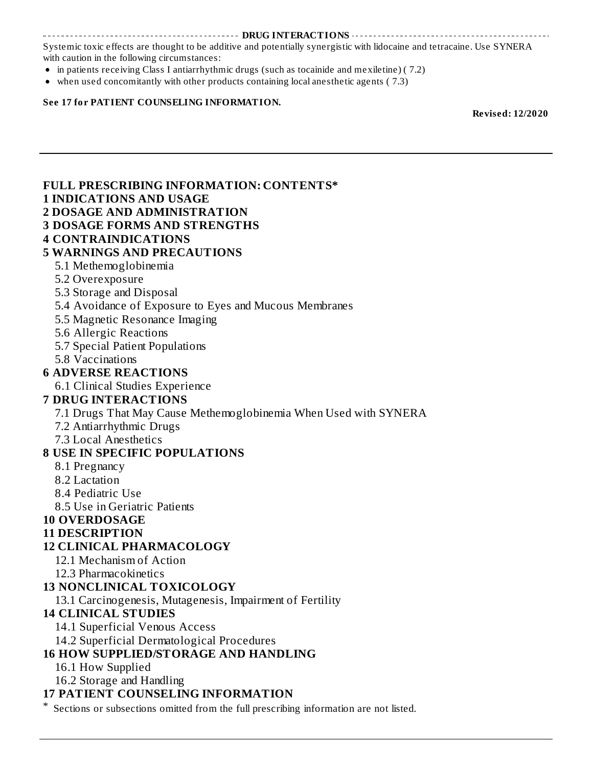## DRUG INTERACTIONS

Systemic toxic effects are thought to be additive and potentially synergistic with lidocaine and tetracaine. Use SYNERA with caution in the following circumstances:

- in patients receiving Class I antiarrhythmic drugs (such as tocainide and mexiletine) ( 7.2)
- when used concomitantly with other products containing local anesthetic agents ( 7.3)

**See 17 for PATIENT COUNSELING INFORMATION.**

**Revised: 12/2020**

---

# FULL PRESCRIBING INFORMATION: CONTENTS*

**1 INDICATIONS AND USAGE**

**2 DOSAGE AND ADMINISTRATION**

**3 DOSAGE FORMS AND STRENGTHS**

**4 CONTRAINDICATIONS**

**5 WARNINGS AND PRECAUTIONS**

- 5.1 Methemoglobinemia
- 5.2 Overexposure
- 5.3 Storage and Disposal
- 5.4 Avoidance of Exposure to Eyes and Mucous Membranes
- 5.5 Magnetic Resonance Imaging
- 5.6 Allergic Reactions
- 5.7 Special Patient Populations
- 5.8 Vaccinations

**6 ADVERSE REACTIONS**

- 6.1 Clinical Studies Experience

**7 DRUG INTERACTIONS**

- 7.1 Drugs That May Cause Methemoglobinemia When Used with SYNERA
- 7.2 Antiarrhythmic Drugs
- 7.3 Local Anesthetics

**8 USE IN SPECIFIC POPULATIONS**

- 8.1 Pregnancy
- 8.2 Lactation
- 8.4 Pediatric Use
- 8.5 Use in Geriatric Patients

**10 OVERDOSAGE**

**11 DESCRIPTION**

**12 CLINICAL PHARMACOLOGY**

- 12.1 Mechanism of Action
- 12.3 Pharmacokinetics

**13 NONCLINICAL TOXICOLOGY**

- 13.1 Carcinogenesis, Mutagenesis, Impairment of Fertility

**14 CLINICAL STUDIES**

- 14.1 Superficial Venous Access
- 14.2 Superficial Dermatological Procedures

**16 HOW SUPPLIED/STORAGE AND HANDLING**

- 16.1 How Supplied
- 16.2 Storage and Handling

**17 PATIENT COUNSELING INFORMATION**

\* Sections or subsections omitted from the full prescribing information are not listed.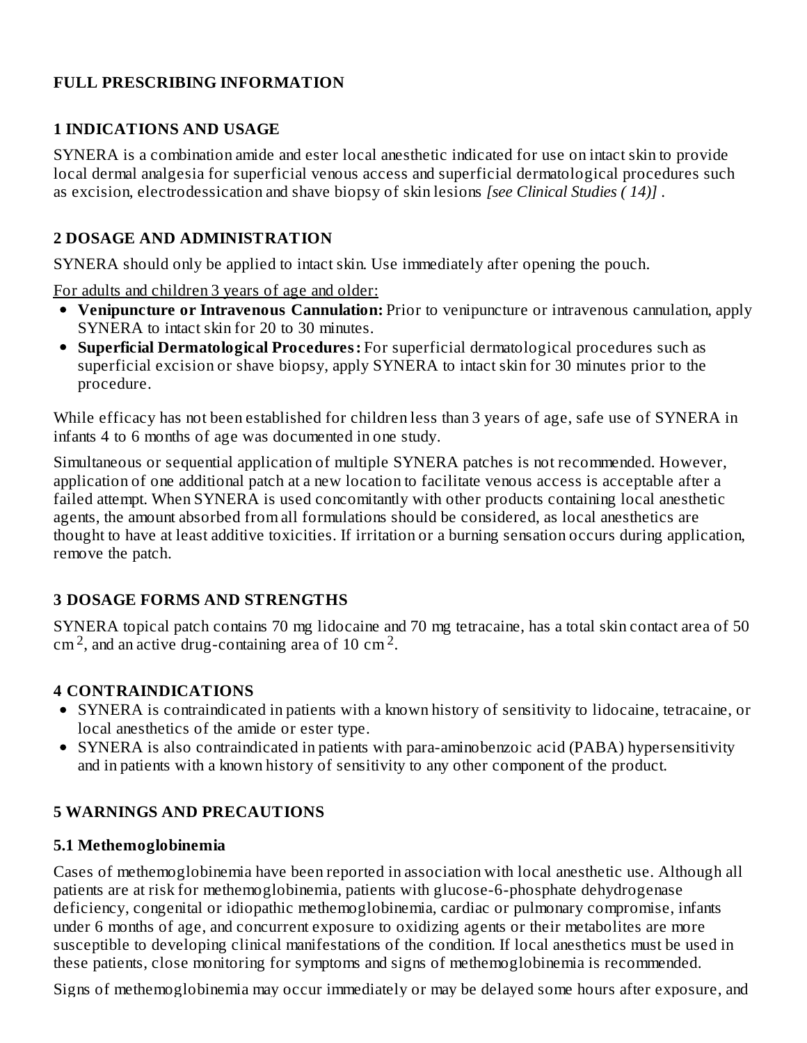# FULL PRESCRIBING INFORMATION

## 1 INDICATIONS AND USAGE

SYNERA is a combination amide and ester local anesthetic indicated for use on intact skin to provide local dermal analgesia for superficial venous access and superficial dermatological procedures such as excision, electrodessication and shave biopsy of skin lesions *[see Clinical Studies ( 14)]* .

## 2 DOSAGE AND ADMINISTRATION

SYNERA should only be applied to intact skin. Use immediately after opening the pouch.

For adults and children 3 years of age and older:

- **Venipuncture or Intravenous Cannulation:** Prior to venipuncture or intravenous cannulation, apply SYNERA to intact skin for 20 to 30 minutes.
- **Superficial Dermatological Procedures:** For superficial dermatological procedures such as superficial excision or shave biopsy, apply SYNERA to intact skin for 30 minutes prior to the procedure.

While efficacy has not been established for children less than 3 years of age, safe use of SYNERA in infants 4 to 6 months of age was documented in one study.

Simultaneous or sequential application of multiple SYNERA patches is not recommended. However, application of one additional patch at a new location to facilitate venous access is acceptable after a failed attempt. When SYNERA is used concomitantly with other products containing local anesthetic agents, the amount absorbed from all formulations should be considered, as local anesthetics are thought to have at least additive toxicities. If irritation or a burning sensation occurs during application, remove the patch.

## 3 DOSAGE FORMS AND STRENGTHS

SYNERA topical patch contains 70 mg lidocaine and 70 mg tetracaine, has a total skin contact area of 50 $cm^2$, and an active drug-containing area of 10 $cm^2$.

## 4 CONTRAINDICATIONS

- SYNERA is contraindicated in patients with a known history of sensitivity to lidocaine, tetracaine, or local anesthetics of the amide or ester type.
- SYNERA is also contraindicated in patients with para-aminobenzoic acid (PABA) hypersensitivity and in patients with a known history of sensitivity to any other component of the product.

## 5 WARNINGS AND PRECAUTIONS

### 5.1 Methemoglobinemia

Cases of methemoglobinemia have been reported in association with local anesthetic use. Although all patients are at risk for methemoglobinemia, patients with glucose-6-phosphate dehydrogenase deficiency, congenital or idiopathic methemoglobinemia, cardiac or pulmonary compromise, infants under 6 months of age, and concurrent exposure to oxidizing agents or their metabolites are more susceptible to developing clinical manifestations of the condition. If local anesthetics must be used in these patients, close monitoring for symptoms and signs of methemoglobinemia is recommended.

Signs of methemoglobinemia may occur immediately or may be delayed some hours after exposure, and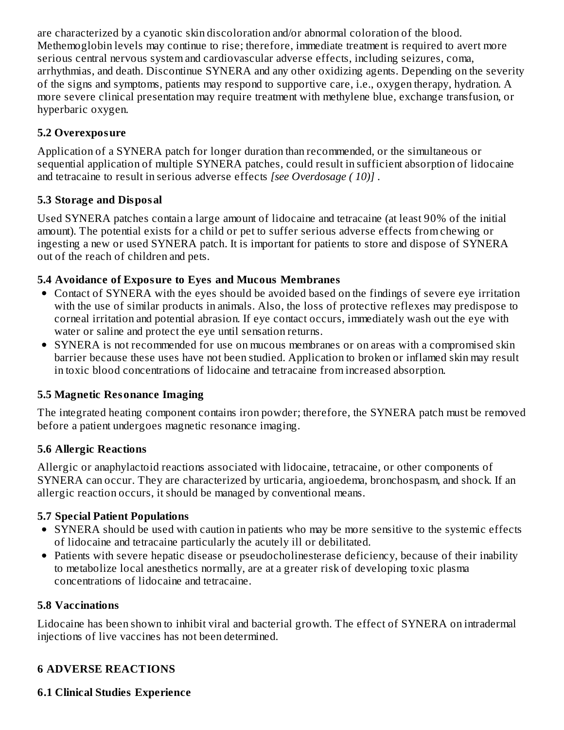are characterized by a cyanotic skin discoloration and/or abnormal coloration of the blood. Methemoglobin levels may continue to rise; therefore, immediate treatment is required to avert more serious central nervous system and cardiovascular adverse effects, including seizures, coma, arrhythmias, and death. Discontinue SYNERA and any other oxidizing agents. Depending on the severity of the signs and symptoms, patients may respond to supportive care, i.e., oxygen therapy, hydration. A more severe clinical presentation may require treatment with methylene blue, exchange transfusion, or hyperbaric oxygen.

### 5.2 Overexposure

Application of a SYNERA patch for longer duration than recommended, or the simultaneous or sequential application of multiple SYNERA patches, could result in sufficient absorption of lidocaine and tetracaine to result in serious adverse effects *[see Overdosage ( 10)]* .

### 5.3 Storage and Disposal

Used SYNERA patches contain a large amount of lidocaine and tetracaine (at least 90% of the initial amount). The potential exists for a child or pet to suffer serious adverse effects from chewing or ingesting a new or used SYNERA patch. It is important for patients to store and dispose of SYNERA out of the reach of children and pets.

### 5.4 Avoidance of Exposure to Eyes and Mucous Membranes

- Contact of SYNERA with the eyes should be avoided based on the findings of severe eye irritation with the use of similar products in animals. Also, the loss of protective reflexes may predispose to corneal irritation and potential abrasion. If eye contact occurs, immediately wash out the eye with water or saline and protect the eye until sensation returns.
- SYNERA is not recommended for use on mucous membranes or on areas with a compromised skin barrier because these uses have not been studied. Application to broken or inflamed skin may result in toxic blood concentrations of lidocaine and tetracaine from increased absorption.

### 5.5 Magnetic Resonance Imaging

The integrated heating component contains iron powder; therefore, the SYNERA patch must be removed before a patient undergoes magnetic resonance imaging.

### 5.6 Allergic Reactions

Allergic or anaphylactoid reactions associated with lidocaine, tetracaine, or other components of SYNERA can occur. They are characterized by urticaria, angioedema, bronchospasm, and shock. If an allergic reaction occurs, it should be managed by conventional means.

### 5.7 Special Patient Populations

- SYNERA should be used with caution in patients who may be more sensitive to the systemic effects of lidocaine and tetracaine particularly the acutely ill or debilitated.
- Patients with severe hepatic disease or pseudocholinesterase deficiency, because of their inability to metabolize local anesthetics normally, are at a greater risk of developing toxic plasma concentrations of lidocaine and tetracaine.

### 5.8 Vaccinations

Lidocaine has been shown to inhibit viral and bacterial growth. The effect of SYNERA on intradermal injections of live vaccines has not been determined.

## 6 ADVERSE REACTIONS

### 6.1 Clinical Studies Experience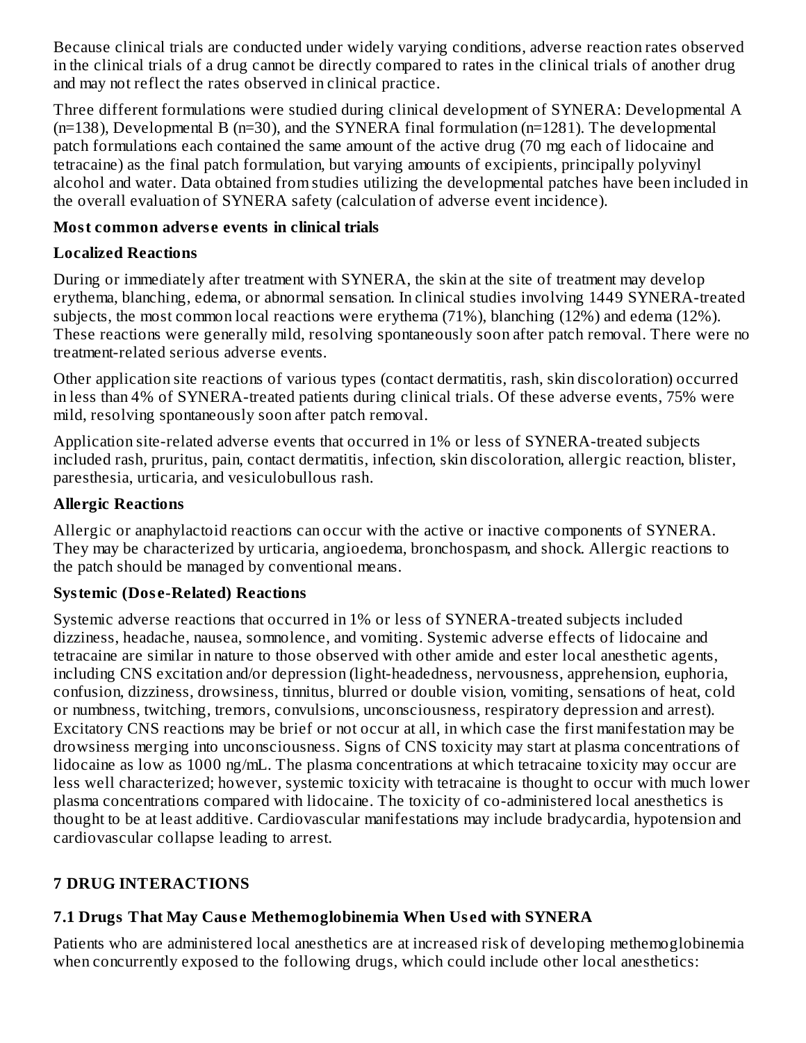Because clinical trials are conducted under widely varying conditions, adverse reaction rates observed in the clinical trials of a drug cannot be directly compared to rates in the clinical trials of another drug and may not reflect the rates observed in clinical practice.

Three different formulations were studied during clinical development of SYNERA: Developmental A (n=138), Developmental B (n=30), and the SYNERA final formulation (n=1281). The developmental patch formulations each contained the same amount of the active drug (70 mg each of lidocaine and tetracaine) as the final patch formulation, but varying amounts of excipients, principally polyvinyl alcohol and water. Data obtained from studies utilizing the developmental patches have been included in the overall evaluation of SYNERA safety (calculation of adverse event incidence).

**Most common adverse events in clinical trials**

**Localized Reactions**

During or immediately after treatment with SYNERA, the skin at the site of treatment may develop erythema, blanching, edema, or abnormal sensation. In clinical studies involving 1449 SYNERA-treated subjects, the most common local reactions were erythema (71%), blanching (12%) and edema (12%). These reactions were generally mild, resolving spontaneously soon after patch removal. There were no treatment-related serious adverse events.

Other application site reactions of various types (contact dermatitis, rash, skin discoloration) occurred in less than 4% of SYNERA-treated patients during clinical trials. Of these adverse events, 75% were mild, resolving spontaneously soon after patch removal.

Application site-related adverse events that occurred in 1% or less of SYNERA-treated subjects included rash, pruritus, pain, contact dermatitis, infection, skin discoloration, allergic reaction, blister, paresthesia, urticaria, and vesiculobullous rash.

**Allergic Reactions**

Allergic or anaphylactoid reactions can occur with the active or inactive components of SYNERA. They may be characterized by urticaria, angioedema, bronchospasm, and shock. Allergic reactions to the patch should be managed by conventional means.

**Systemic (Dose-Related) Reactions**

Systemic adverse reactions that occurred in 1% or less of SYNERA-treated subjects included dizziness, headache, nausea, somnolence, and vomiting. Systemic adverse effects of lidocaine and tetracaine are similar in nature to those observed with other amide and ester local anesthetic agents, including CNS excitation and/or depression (light-headedness, nervousness, apprehension, euphoria, confusion, dizziness, drowsiness, tinnitus, blurred or double vision, vomiting, sensations of heat, cold or numbness, twitching, tremors, convulsions, unconsciousness, respiratory depression and arrest). Excitatory CNS reactions may be brief or not occur at all, in which case the first manifestation may be drowsiness merging into unconsciousness. Signs of CNS toxicity may start at plasma concentrations of lidocaine as low as 1000 ng/mL. The plasma concentrations at which tetracaine toxicity may occur are less well characterized; however, systemic toxicity with tetracaine is thought to occur with much lower plasma concentrations compared with lidocaine. The toxicity of co-administered local anesthetics is thought to be at least additive. Cardiovascular manifestations may include bradycardia, hypotension and cardiovascular collapse leading to arrest.

## 7 DRUG INTERACTIONS

### 7.1 Drugs That May Cause Methemoglobinemia When Used with SYNERA

Patients who are administered local anesthetics are at increased risk of developing methemoglobinemia when concurrently exposed to the following drugs, which could include other local anesthetics: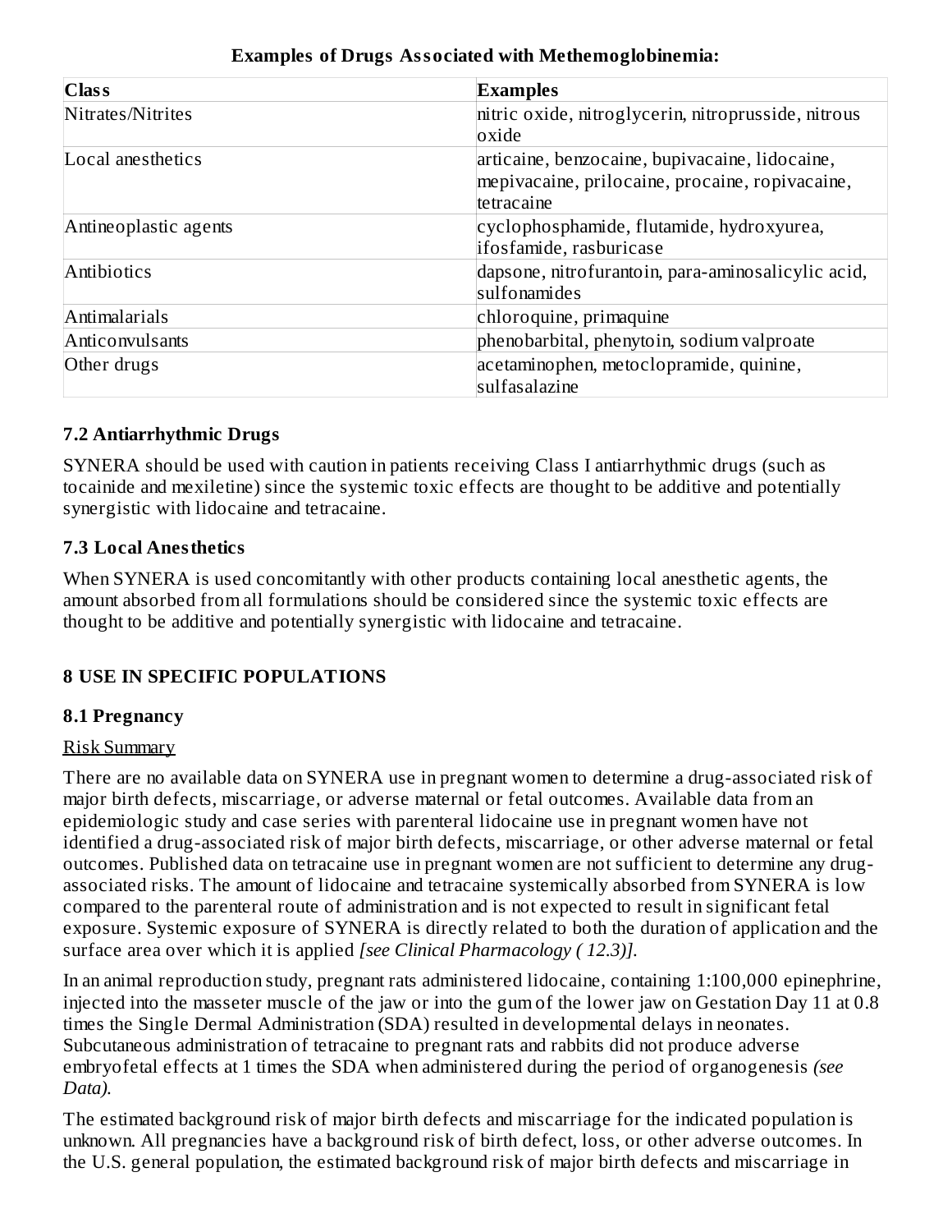**Examples of Drugs Associated with Methemoglobinemia:**

| Class | Examples |
| --- | --- |
| Nitrates/Nitrites | nitric oxide, nitroglycerin, nitroprusside, nitrous oxide |
| Local anesthetics | articaine, benzocaine, bupivacaine, lidocaine, mepivacaine, prilocaine, procaine, ropivacaine, tetracaine |
| Antineoplastic agents | cyclophosphamide, flutamide, hydroxyurea, ifosfamide, rasburicase |
| Antibiotics | dapsone, nitrofurantoin, para-aminosalicylic acid, sulfonamides |
| Antimalarials | chloroquine, primaquine |
| Anticonvulsants | phenobarbital, phenytoin, sodium valproate |
| Other drugs | acetaminophen, metoclopramide, quinine, sulfasalazine |

### 7.2 Antiarrhythmic Drugs

SYNERA should be used with caution in patients receiving Class I antiarrhythmic drugs (such as tocainide and mexiletine) since the systemic toxic effects are thought to be additive and potentially synergistic with lidocaine and tetracaine.

### 7.3 Local Anesthetics

When SYNERA is used concomitantly with other products containing local anesthetic agents, the amount absorbed from all formulations should be considered since the systemic toxic effects are thought to be additive and potentially synergistic with lidocaine and tetracaine.

## 8 USE IN SPECIFIC POPULATIONS

### 8.1 Pregnancy

Risk Summary

There are no available data on SYNERA use in pregnant women to determine a drug-associated risk of major birth defects, miscarriage, or adverse maternal or fetal outcomes. Available data from an epidemiologic study and case series with parenteral lidocaine use in pregnant women have not identified a drug-associated risk of major birth defects, miscarriage, or other adverse maternal or fetal outcomes. Published data on tetracaine use in pregnant women are not sufficient to determine any drug-associated risks. The amount of lidocaine and tetracaine systemically absorbed from SYNERA is low compared to the parenteral route of administration and is not expected to result in significant fetal exposure. Systemic exposure of SYNERA is directly related to both the duration of application and the surface area over which it is applied *[see Clinical Pharmacology ( 12.3)].*

In an animal reproduction study, pregnant rats administered lidocaine, containing 1:100,000 epinephrine, injected into the masseter muscle of the jaw or into the gum of the lower jaw on Gestation Day 11 at 0.8 times the Single Dermal Administration (SDA) resulted in developmental delays in neonates. Subcutaneous administration of tetracaine to pregnant rats and rabbits did not produce adverse embryofetal effects at 1 times the SDA when administered during the period of organogenesis *(see Data).*

The estimated background risk of major birth defects and miscarriage for the indicated population is unknown. All pregnancies have a background risk of birth defect, loss, or other adverse outcomes. In the U.S. general population, the estimated background risk of major birth defects and miscarriage in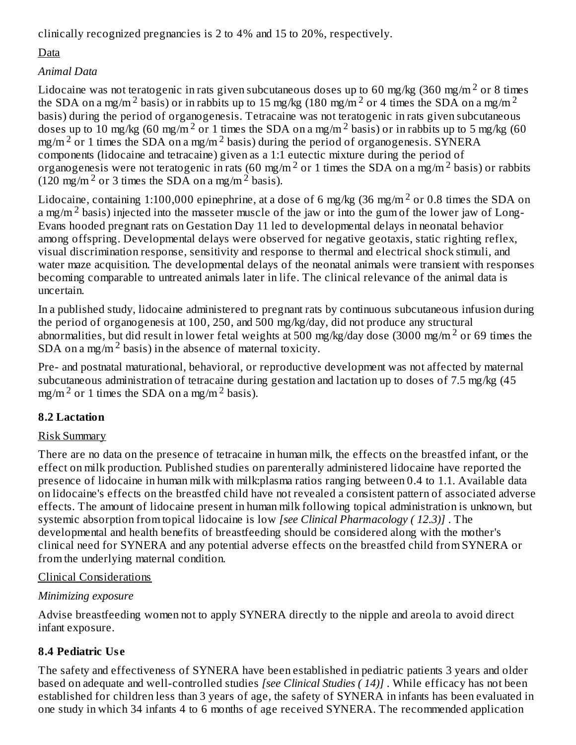clinically recognized pregnancies is 2 to 4% and 15 to 20%, respectively.

Data

*Animal Data*

Lidocaine was not teratogenic in rats given subcutaneous doses up to 60 mg/kg (360 mg/m $^2$ or 8 times the SDA on a mg/m $^2$ basis) or in rabbits up to 15 mg/kg (180 mg/m $^2$ or 4 times the SDA on a mg/m $^2$ basis) during the period of organogenesis. Tetracaine was not teratogenic in rats given subcutaneous doses up to 10 mg/kg (60 mg/m $^2$ or 1 times the SDA on a mg/m $^2$ basis) or in rabbits up to 5 mg/kg (60 mg/m $^2$ or 1 times the SDA on a mg/m $^2$ basis) during the period of organogenesis. SYNERA components (lidocaine and tetracaine) given as a 1:1 eutectic mixture during the period of organogenesis were not teratogenic in rats (60 mg/m $^2$ or 1 times the SDA on a mg/m $^2$ basis) or rabbits (120 mg/m $^2$ or 3 times the SDA on a mg/m $^2$ basis).

Lidocaine, containing 1:100,000 epinephrine, at a dose of 6 mg/kg (36 mg/m $^2$ or 0.8 times the SDA on a mg/m $^2$ basis) injected into the masseter muscle of the jaw or into the gum of the lower jaw of Long-Evans hooded pregnant rats on Gestation Day 11 led to developmental delays in neonatal behavior among offspring. Developmental delays were observed for negative geotaxis, static righting reflex, visual discrimination response, sensitivity and response to thermal and electrical shock stimuli, and water maze acquisition. The developmental delays of the neonatal animals were transient with responses becoming comparable to untreated animals later in life. The clinical relevance of the animal data is uncertain.

In a published study, lidocaine administered to pregnant rats by continuous subcutaneous infusion during the period of organogenesis at 100, 250, and 500 mg/kg/day, did not produce any structural abnormalities, but did result in lower fetal weights at 500 mg/kg/day dose (3000 mg/m $^2$ or 69 times the SDA on a mg/m $^2$ basis) in the absence of maternal toxicity.

Pre- and postnatal maturational, behavioral, or reproductive development was not affected by maternal subcutaneous administration of tetracaine during gestation and lactation up to doses of 7.5 mg/kg (45 mg/m $^2$ or 1 times the SDA on a mg/m $^2$ basis).

## 8.2 Lactation

Risk Summary

There are no data on the presence of tetracaine in human milk, the effects on the breastfed infant, or the effect on milk production. Published studies on parenterally administered lidocaine have reported the presence of lidocaine in human milk with milk:plasma ratios ranging between 0.4 to 1.1. Available data on lidocaine's effects on the breastfed child have not revealed a consistent pattern of associated adverse effects. The amount of lidocaine present in human milk following topical administration is unknown, but systemic absorption from topical lidocaine is low *[see Clinical Pharmacology ( 12.3)]* . The developmental and health benefits of breastfeeding should be considered along with the mother's clinical need for SYNERA and any potential adverse effects on the breastfed child from SYNERA or from the underlying maternal condition.

Clinical Considerations

*Minimizing exposure*

Advise breastfeeding women not to apply SYNERA directly to the nipple and areola to avoid direct infant exposure.

## 8.4 Pediatric Use

The safety and effectiveness of SYNERA have been established in pediatric patients 3 years and older based on adequate and well-controlled studies *[see Clinical Studies ( 14)]* . While efficacy has not been established for children less than 3 years of age, the safety of SYNERA in infants has been evaluated in one study in which 34 infants 4 to 6 months of age received SYNERA. The recommended application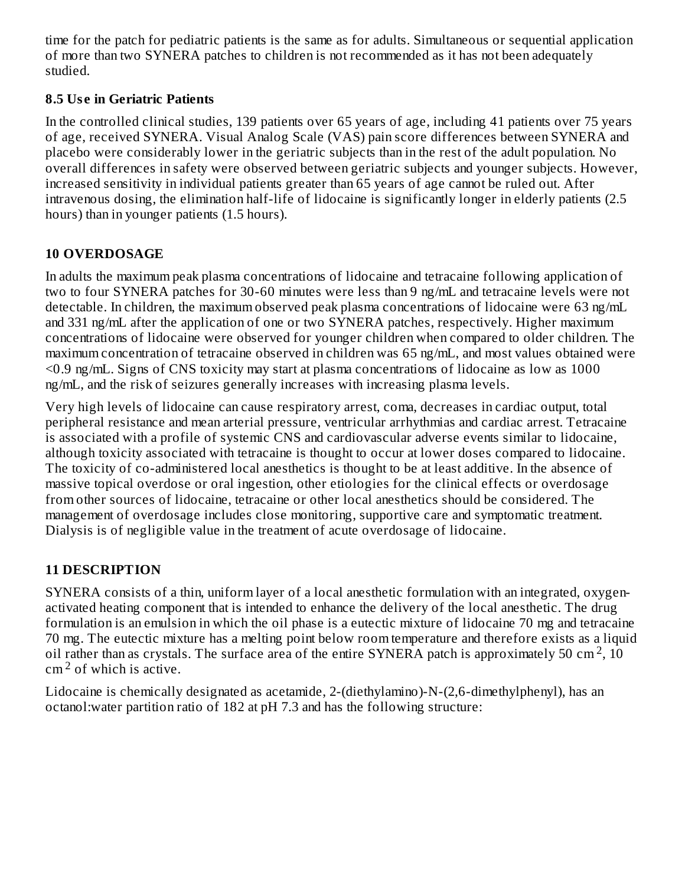time for the patch for pediatric patients is the same as for adults. Simultaneous or sequential application of more than two SYNERA patches to children is not recommended as it has not been adequately studied.

### 8.5 Use in Geriatric Patients

In the controlled clinical studies, 139 patients over 65 years of age, including 41 patients over 75 years of age, received SYNERA. Visual Analog Scale (VAS) pain score differences between SYNERA and placebo were considerably lower in the geriatric subjects than in the rest of the adult population. No overall differences in safety were observed between geriatric subjects and younger subjects. However, increased sensitivity in individual patients greater than 65 years of age cannot be ruled out. After intravenous dosing, the elimination half-life of lidocaine is significantly longer in elderly patients (2.5 hours) than in younger patients (1.5 hours).

## 10 OVERDOSAGE

In adults the maximum peak plasma concentrations of lidocaine and tetracaine following application of two to four SYNERA patches for 30-60 minutes were less than 9 ng/mL and tetracaine levels were not detectable. In children, the maximum observed peak plasma concentrations of lidocaine were 63 ng/mL and 331 ng/mL after the application of one or two SYNERA patches, respectively. Higher maximum concentrations of lidocaine were observed for younger children when compared to older children. The maximum concentration of tetracaine observed in children was 65 ng/mL, and most values obtained were <0.9 ng/mL. Signs of CNS toxicity may start at plasma concentrations of lidocaine as low as 1000 ng/mL, and the risk of seizures generally increases with increasing plasma levels.

Very high levels of lidocaine can cause respiratory arrest, coma, decreases in cardiac output, total peripheral resistance and mean arterial pressure, ventricular arrhythmias and cardiac arrest. Tetracaine is associated with a profile of systemic CNS and cardiovascular adverse events similar to lidocaine, although toxicity associated with tetracaine is thought to occur at lower doses compared to lidocaine. The toxicity of co-administered local anesthetics is thought to be at least additive. In the absence of massive topical overdose or oral ingestion, other etiologies for the clinical effects or overdosage from other sources of lidocaine, tetracaine or other local anesthetics should be considered. The management of overdosage includes close monitoring, supportive care and symptomatic treatment. Dialysis is of negligible value in the treatment of acute overdosage of lidocaine.

## 11 DESCRIPTION

SYNERA consists of a thin, uniform layer of a local anesthetic formulation with an integrated, oxygen-activated heating component that is intended to enhance the delivery of the local anesthetic. The drug formulation is an emulsion in which the oil phase is a eutectic mixture of lidocaine 70 mg and tetracaine 70 mg. The eutectic mixture has a melting point below room temperature and therefore exists as a liquid oil rather than as crystals. The surface area of the entire SYNERA patch is approximately 50 $cm^2$, 10 $cm^2$ of which is active.

Lidocaine is chemically designated as acetamide, 2-(diethylamino)-N-(2,6-dimethylphenyl), has an octanol:water partition ratio of 182 at pH 7.3 and has the following structure: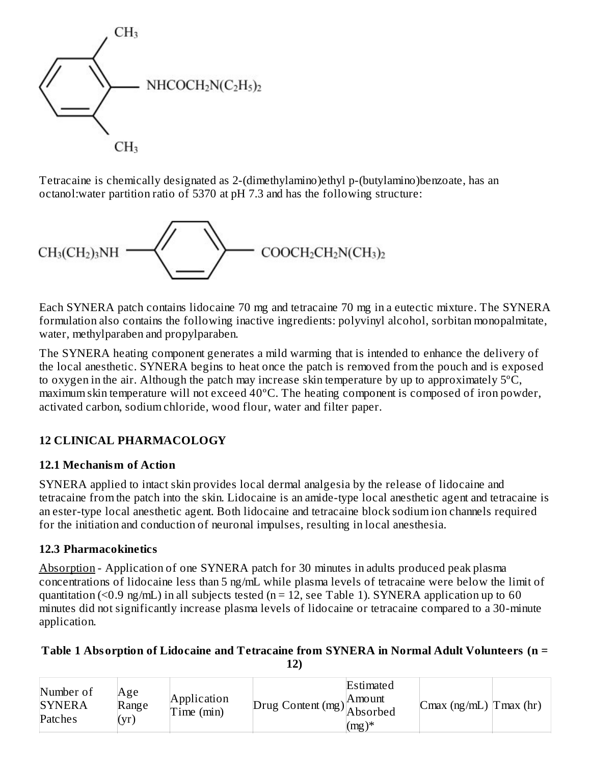Tetracaine is chemically designated as 2-(dimethylamino)ethyl p-(butylamino)benzoate, has an octanol:water partition ratio of 5370 at pH 7.3 and has the following structure:

Each SYNERA patch contains lidocaine 70 mg and tetracaine 70 mg in a eutectic mixture. The SYNERA formulation also contains the following inactive ingredients: polyvinyl alcohol, sorbitan monopalmitate, water, methylparaben and propylparaben.

The SYNERA heating component generates a mild warming that is intended to enhance the delivery of the local anesthetic. SYNERA begins to heat once the patch is removed from the pouch and is exposed to oxygen in the air. Although the patch may increase skin temperature by up to approximately 5ºC, maximum skin temperature will not exceed 40ºC. The heating component is composed of iron powder, activated carbon, sodium chloride, wood flour, water and filter paper.

## 12 CLINICAL PHARMACOLOGY

### 12.1 Mechanism of Action

SYNERA applied to intact skin provides local dermal analgesia by the release of lidocaine and tetracaine from the patch into the skin. Lidocaine is an amide-type local anesthetic agent and tetracaine is an ester-type local anesthetic agent. Both lidocaine and tetracaine block sodium ion channels required for the initiation and conduction of neuronal impulses, resulting in local anesthesia.

### 12.3 Pharmacokinetics

Absorption - Application of one SYNERA patch for 30 minutes in adults produced peak plasma concentrations of lidocaine less than 5 ng/mL while plasma levels of tetracaine were below the limit of quantitation (<0.9 ng/mL) in all subjects tested (n = 12, see Table 1). SYNERA application up to 60 minutes did not significantly increase plasma levels of lidocaine or tetracaine compared to a 30-minute application.

**Table 1 Absorption of Lidocaine and Tetracaine from SYNERA in Normal Adult Volunteers (n = 12)**

| Number of SYNERA Patches | Age Range (yr) | Application Time (min) | Drug Content (mg) | Estimated Amount Absorbed (mg)* | Cmax (ng/mL) | Tmax (hr) |
|---|---|---|---|---|---|---|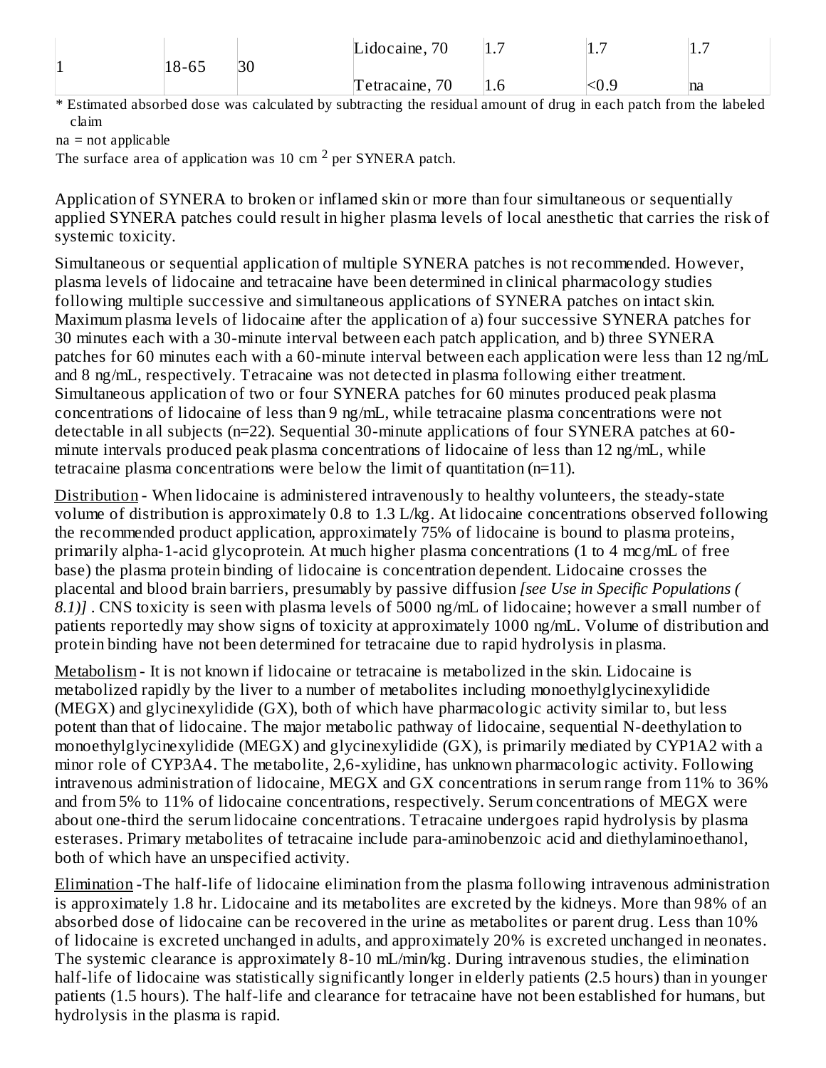| | | | | | | |
|---|---|---|---|---|---|---|
| 1 | 18-65 | 30 | Lidocaine, 70 | 1.7 | 1.7 | 1.7 |
| | | | Tetracaine, 70 | 1.6 | <0.9 | na |

* Estimated absorbed dose was calculated by subtracting the residual amount of drug in each patch from the labeled claim

na = not applicable

The surface area of application was 10 cm $^2$ per SYNERA patch.

Application of SYNERA to broken or inflamed skin or more than four simultaneous or sequentially applied SYNERA patches could result in higher plasma levels of local anesthetic that carries the risk of systemic toxicity.

Simultaneous or sequential application of multiple SYNERA patches is not recommended. However, plasma levels of lidocaine and tetracaine have been determined in clinical pharmacology studies following multiple successive and simultaneous applications of SYNERA patches on intact skin. Maximum plasma levels of lidocaine after the application of a) four successive SYNERA patches for 30 minutes each with a 30-minute interval between each patch application, and b) three SYNERA patches for 60 minutes each with a 60-minute interval between each application were less than 12 ng/mL and 8 ng/mL, respectively. Tetracaine was not detected in plasma following either treatment. Simultaneous application of two or four SYNERA patches for 60 minutes produced peak plasma concentrations of lidocaine of less than 9 ng/mL, while tetracaine plasma concentrations were not detectable in all subjects (n=22). Sequential 30-minute applications of four SYNERA patches at 60-minute intervals produced peak plasma concentrations of lidocaine of less than 12 ng/mL, while tetracaine plasma concentrations were below the limit of quantitation (n=11).

Distribution - When lidocaine is administered intravenously to healthy volunteers, the steady-state volume of distribution is approximately 0.8 to 1.3 L/kg. At lidocaine concentrations observed following the recommended product application, approximately 75% of lidocaine is bound to plasma proteins, primarily alpha-1-acid glycoprotein. At much higher plasma concentrations (1 to 4 mcg/mL of free base) the plasma protein binding of lidocaine is concentration dependent. Lidocaine crosses the placental and blood brain barriers, presumably by passive diffusion *[see Use in Specific Populations (8.1)]* . CNS toxicity is seen with plasma levels of 5000 ng/mL of lidocaine; however a small number of patients reportedly may show signs of toxicity at approximately 1000 ng/mL. Volume of distribution and protein binding have not been determined for tetracaine due to rapid hydrolysis in plasma.

Metabolism - It is not known if lidocaine or tetracaine is metabolized in the skin. Lidocaine is metabolized rapidly by the liver to a number of metabolites including monoethylglycinexylidide (MEGX) and glycinexylidide (GX), both of which have pharmacologic activity similar to, but less potent than that of lidocaine. The major metabolic pathway of lidocaine, sequential N-deethylation to monoethylglycinexylidide (MEGX) and glycinexylidide (GX), is primarily mediated by CYP1A2 with a minor role of CYP3A4. The metabolite, 2,6-xylidine, has unknown pharmacologic activity. Following intravenous administration of lidocaine, MEGX and GX concentrations in serum range from 11% to 36% and from 5% to 11% of lidocaine concentrations, respectively. Serum concentrations of MEGX were about one-third the serum lidocaine concentrations. Tetracaine undergoes rapid hydrolysis by plasma esterases. Primary metabolites of tetracaine include para-aminobenzoic acid and diethylaminoethanol, both of which have an unspecified activity.

Elimination -The half-life of lidocaine elimination from the plasma following intravenous administration is approximately 1.8 hr. Lidocaine and its metabolites are excreted by the kidneys. More than 98% of an absorbed dose of lidocaine can be recovered in the urine as metabolites or parent drug. Less than 10% of lidocaine is excreted unchanged in adults, and approximately 20% is excreted unchanged in neonates. The systemic clearance is approximately 8-10 mL/min/kg. During intravenous studies, the elimination half-life of lidocaine was statistically significantly longer in elderly patients (2.5 hours) than in younger patients (1.5 hours). The half-life and clearance for tetracaine have not been established for humans, but hydrolysis in the plasma is rapid.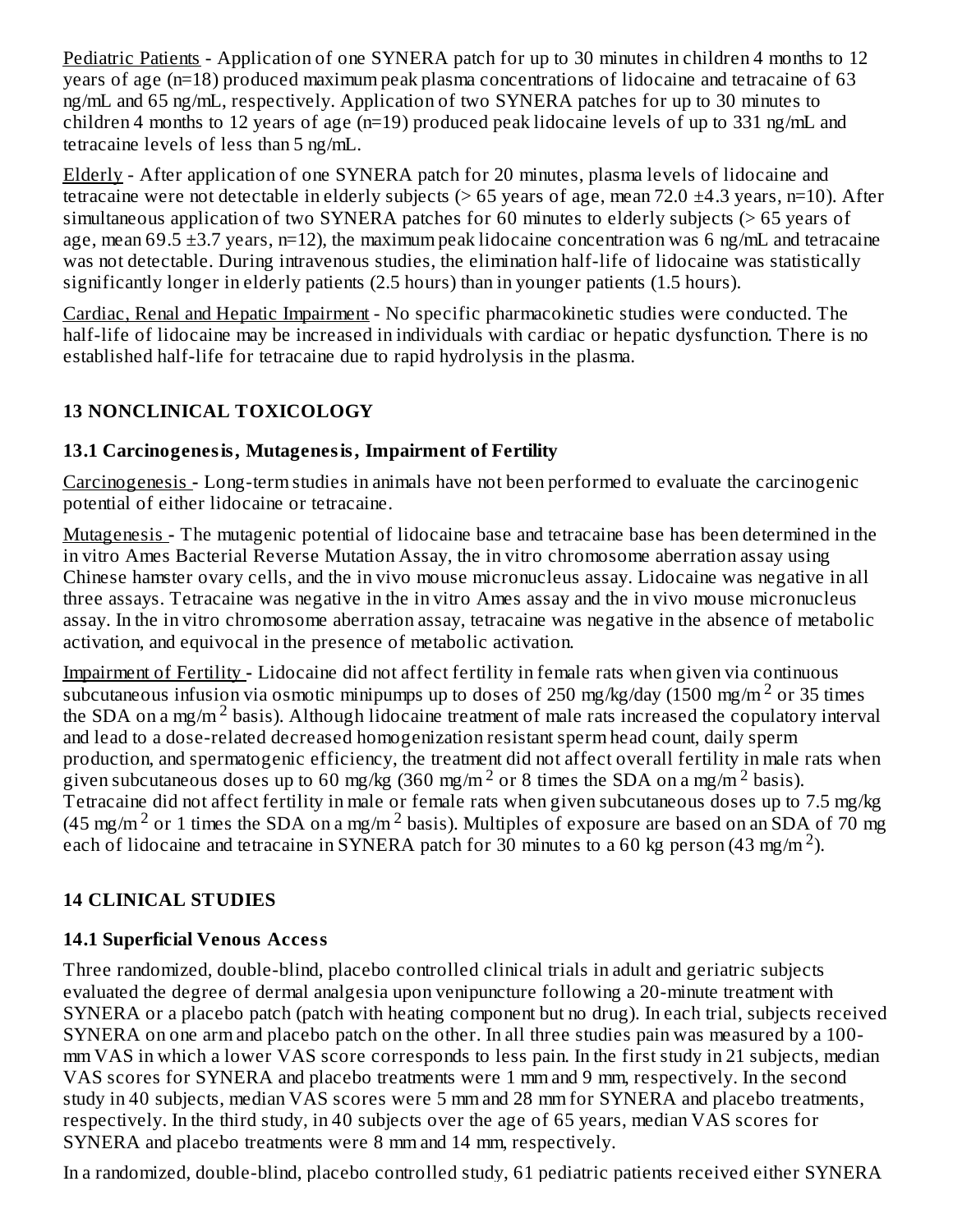Pediatric Patients - Application of one SYNERA patch for up to 30 minutes in children 4 months to 12 years of age (n=18) produced maximum peak plasma concentrations of lidocaine and tetracaine of 63 ng/mL and 65 ng/mL, respectively. Application of two SYNERA patches for up to 30 minutes to children 4 months to 12 years of age (n=19) produced peak lidocaine levels of up to 331 ng/mL and tetracaine levels of less than 5 ng/mL.

Elderly - After application of one SYNERA patch for 20 minutes, plasma levels of lidocaine and tetracaine were not detectable in elderly subjects (> 65 years of age, mean 72.0 ±4.3 years, n=10). After simultaneous application of two SYNERA patches for 60 minutes to elderly subjects (> 65 years of age, mean 69.5 ±3.7 years, n=12), the maximum peak lidocaine concentration was 6 ng/mL and tetracaine was not detectable. During intravenous studies, the elimination half-life of lidocaine was statistically significantly longer in elderly patients (2.5 hours) than in younger patients (1.5 hours).

Cardiac, Renal and Hepatic Impairment - No specific pharmacokinetic studies were conducted. The half-life of lidocaine may be increased in individuals with cardiac or hepatic dysfunction. There is no established half-life for tetracaine due to rapid hydrolysis in the plasma.

## 13 NONCLINICAL TOXICOLOGY

### 13.1 Carcinogenesis, Mutagenesis, Impairment of Fertility

Carcinogenesis - Long-term studies in animals have not been performed to evaluate the carcinogenic potential of either lidocaine or tetracaine.

Mutagenesis - The mutagenic potential of lidocaine base and tetracaine base has been determined in the in vitro Ames Bacterial Reverse Mutation Assay, the in vitro chromosome aberration assay using Chinese hamster ovary cells, and the in vivo mouse micronucleus assay. Lidocaine was negative in all three assays. Tetracaine was negative in the in vitro Ames assay and the in vivo mouse micronucleus assay. In the in vitro chromosome aberration assay, tetracaine was negative in the absence of metabolic activation, and equivocal in the presence of metabolic activation.

Impairment of Fertility - Lidocaine did not affect fertility in female rats when given via continuous subcutaneous infusion via osmotic minipumps up to doses of 250 mg/kg/day (1500 mg/m$^2$ or 35 times the SDA on a mg/m$^2$ basis). Although lidocaine treatment of male rats increased the copulatory interval and lead to a dose-related decreased homogenization resistant sperm head count, daily sperm production, and spermatogenic efficiency, the treatment did not affect overall fertility in male rats when given subcutaneous doses up to 60 mg/kg (360 mg/m$^2$ or 8 times the SDA on a mg/m$^2$ basis). Tetracaine did not affect fertility in male or female rats when given subcutaneous doses up to 7.5 mg/kg (45 mg/m$^2$ or 1 times the SDA on a mg/m$^2$ basis). Multiples of exposure are based on an SDA of 70 mg each of lidocaine and tetracaine in SYNERA patch for 30 minutes to a 60 kg person (43 mg/m$^2$).

## 14 CLINICAL STUDIES

### 14.1 Superficial Venous Access

Three randomized, double-blind, placebo controlled clinical trials in adult and geriatric subjects evaluated the degree of dermal analgesia upon venipuncture following a 20-minute treatment with SYNERA or a placebo patch (patch with heating component but no drug). In each trial, subjects received SYNERA on one arm and placebo patch on the other. In all three studies pain was measured by a 100-mm VAS in which a lower VAS score corresponds to less pain. In the first study in 21 subjects, median VAS scores for SYNERA and placebo treatments were 1 mm and 9 mm, respectively. In the second study in 40 subjects, median VAS scores were 5 mm and 28 mm for SYNERA and placebo treatments, respectively. In the third study, in 40 subjects over the age of 65 years, median VAS scores for SYNERA and placebo treatments were 8 mm and 14 mm, respectively.

In a randomized, double-blind, placebo controlled study, 61 pediatric patients received either SYNERA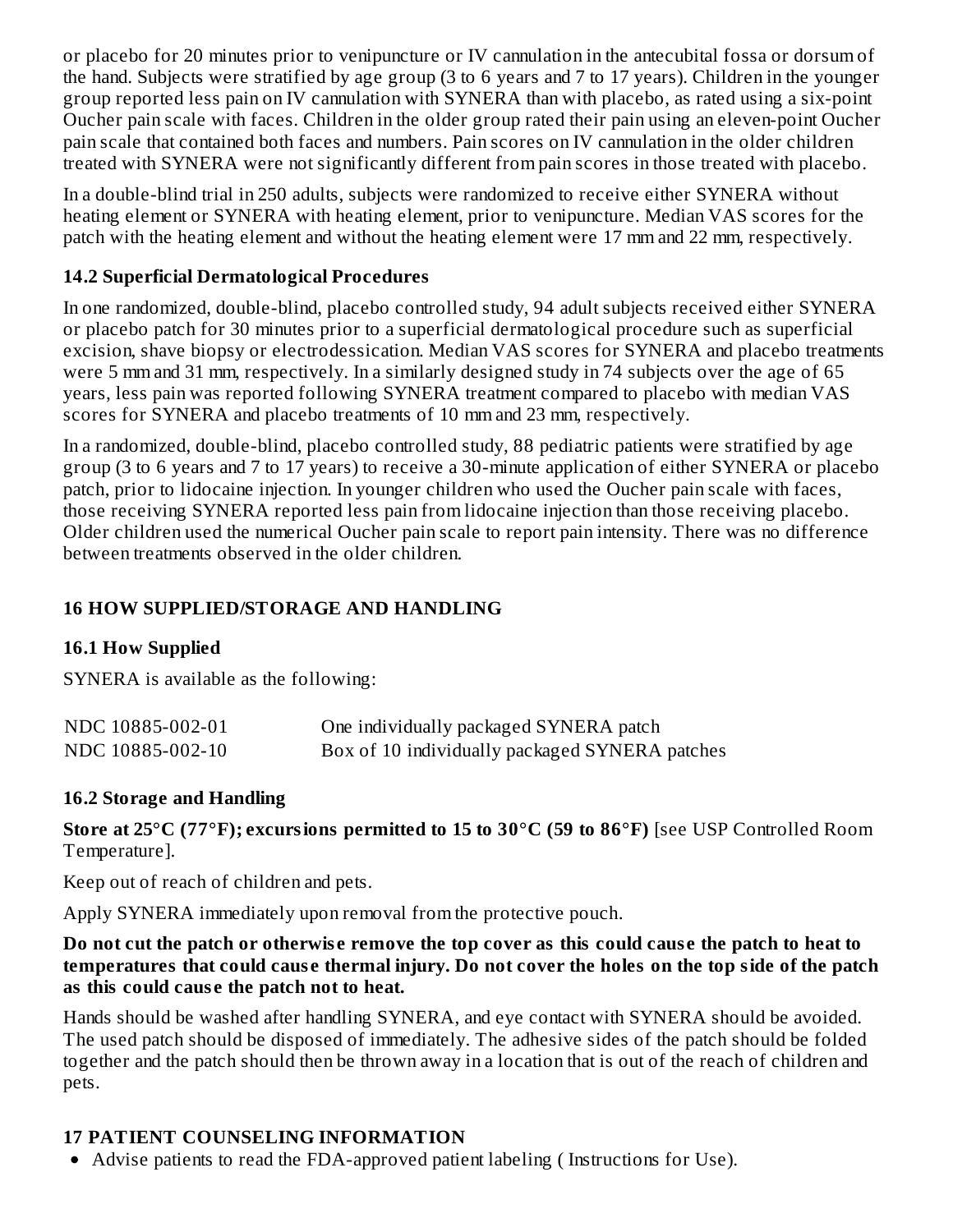or placebo for 20 minutes prior to venipuncture or IV cannulation in the antecubital fossa or dorsum of the hand. Subjects were stratified by age group (3 to 6 years and 7 to 17 years). Children in the younger group reported less pain on IV cannulation with SYNERA than with placebo, as rated using a six-point Oucher pain scale with faces. Children in the older group rated their pain using an eleven-point Oucher pain scale that contained both faces and numbers. Pain scores on IV cannulation in the older children treated with SYNERA were not significantly different from pain scores in those treated with placebo.

In a double-blind trial in 250 adults, subjects were randomized to receive either SYNERA without heating element or SYNERA with heating element, prior to venipuncture. Median VAS scores for the patch with the heating element and without the heating element were 17 mm and 22 mm, respectively.

### 14.2 Superficial Dermatological Procedures

In one randomized, double-blind, placebo controlled study, 94 adult subjects received either SYNERA or placebo patch for 30 minutes prior to a superficial dermatological procedure such as superficial excision, shave biopsy or electrodessication. Median VAS scores for SYNERA and placebo treatments were 5 mm and 31 mm, respectively. In a similarly designed study in 74 subjects over the age of 65 years, less pain was reported following SYNERA treatment compared to placebo with median VAS scores for SYNERA and placebo treatments of 10 mm and 23 mm, respectively.

In a randomized, double-blind, placebo controlled study, 88 pediatric patients were stratified by age group (3 to 6 years and 7 to 17 years) to receive a 30-minute application of either SYNERA or placebo patch, prior to lidocaine injection. In younger children who used the Oucher pain scale with faces, those receiving SYNERA reported less pain from lidocaine injection than those receiving placebo. Older children used the numerical Oucher pain scale to report pain intensity. There was no difference between treatments observed in the older children.

## 16 HOW SUPPLIED/STORAGE AND HANDLING

### 16.1 How Supplied

SYNERA is available as the following:

| | |
|---|---|
| NDC 10885-002-01 | One individually packaged SYNERA patch |
| NDC 10885-002-10 | Box of 10 individually packaged SYNERA patches |

### 16.2 Storage and Handling

**Store at 25°C (77°F); excursions permitted to 15 to 30°C (59 to 86°F)** [see USP Controlled Room Temperature].

Keep out of reach of children and pets.

Apply SYNERA immediately upon removal from the protective pouch.

**Do not cut the patch or otherwise remove the top cover as this could cause the patch to heat to temperatures that could cause thermal injury. Do not cover the holes on the top side of the patch as this could cause the patch not to heat.**

Hands should be washed after handling SYNERA, and eye contact with SYNERA should be avoided. The used patch should be disposed of immediately. The adhesive sides of the patch should be folded together and the patch should then be thrown away in a location that is out of the reach of children and pets.

## 17 PATIENT COUNSELING INFORMATION

- Advise patients to read the FDA-approved patient labeling ( Instructions for Use).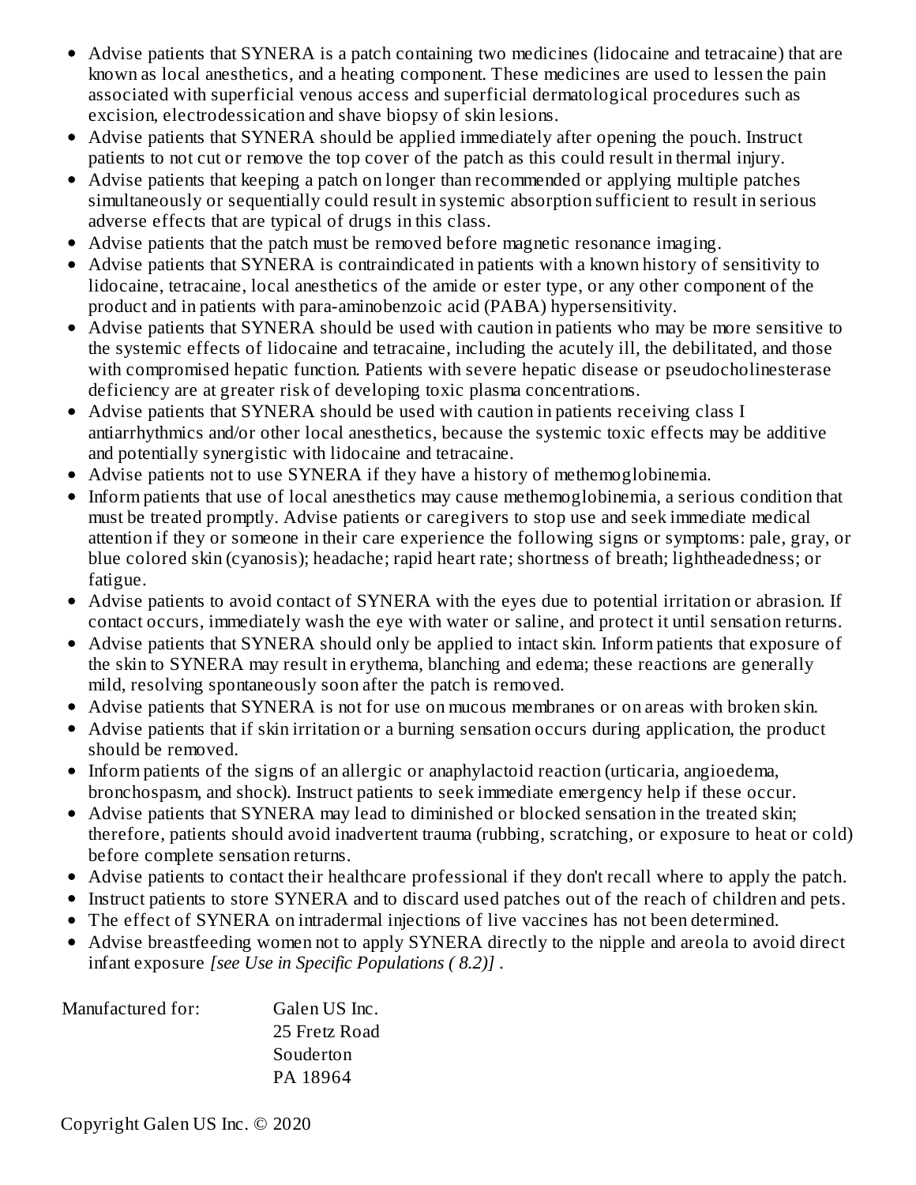- Advise patients that SYNERA is a patch containing two medicines (lidocaine and tetracaine) that are known as local anesthetics, and a heating component. These medicines are used to lessen the pain associated with superficial venous access and superficial dermatological procedures such as excision, electrodessication and shave biopsy of skin lesions.
- Advise patients that SYNERA should be applied immediately after opening the pouch. Instruct patients to not cut or remove the top cover of the patch as this could result in thermal injury.
- Advise patients that keeping a patch on longer than recommended or applying multiple patches simultaneously or sequentially could result in systemic absorption sufficient to result in serious adverse effects that are typical of drugs in this class.
- Advise patients that the patch must be removed before magnetic resonance imaging.
- Advise patients that SYNERA is contraindicated in patients with a known history of sensitivity to lidocaine, tetracaine, local anesthetics of the amide or ester type, or any other component of the product and in patients with para-aminobenzoic acid (PABA) hypersensitivity.
- Advise patients that SYNERA should be used with caution in patients who may be more sensitive to the systemic effects of lidocaine and tetracaine, including the acutely ill, the debilitated, and those with compromised hepatic function. Patients with severe hepatic disease or pseudocholinesterase deficiency are at greater risk of developing toxic plasma concentrations.
- Advise patients that SYNERA should be used with caution in patients receiving class I antiarrhythmics and/or other local anesthetics, because the systemic toxic effects may be additive and potentially synergistic with lidocaine and tetracaine.
- Advise patients not to use SYNERA if they have a history of methemoglobinemia.
- Inform patients that use of local anesthetics may cause methemoglobinemia, a serious condition that must be treated promptly. Advise patients or caregivers to stop use and seek immediate medical attention if they or someone in their care experience the following signs or symptoms: pale, gray, or blue colored skin (cyanosis); headache; rapid heart rate; shortness of breath; lightheadedness; or fatigue.
- Advise patients to avoid contact of SYNERA with the eyes due to potential irritation or abrasion. If contact occurs, immediately wash the eye with water or saline, and protect it until sensation returns.
- Advise patients that SYNERA should only be applied to intact skin. Inform patients that exposure of the skin to SYNERA may result in erythema, blanching and edema; these reactions are generally mild, resolving spontaneously soon after the patch is removed.
- Advise patients that SYNERA is not for use on mucous membranes or on areas with broken skin.
- Advise patients that if skin irritation or a burning sensation occurs during application, the product should be removed.
- Inform patients of the signs of an allergic or anaphylactoid reaction (urticaria, angioedema, bronchospasm, and shock). Instruct patients to seek immediate emergency help if these occur.
- Advise patients that SYNERA may lead to diminished or blocked sensation in the treated skin; therefore, patients should avoid inadvertent trauma (rubbing, scratching, or exposure to heat or cold) before complete sensation returns.
- Advise patients to contact their healthcare professional if they don't recall where to apply the patch.
- Instruct patients to store SYNERA and to discard used patches out of the reach of children and pets.
- The effect of SYNERA on intradermal injections of live vaccines has not been determined.
- Advise breastfeeding women not to apply SYNERA directly to the nipple and areola to avoid direct infant exposure *[see Use in Specific Populations ( 8.2)]* .

Manufactured for: Galen US Inc.
25 Fretz Road
Souderton
PA 18964

Copyright Galen US Inc. © 2020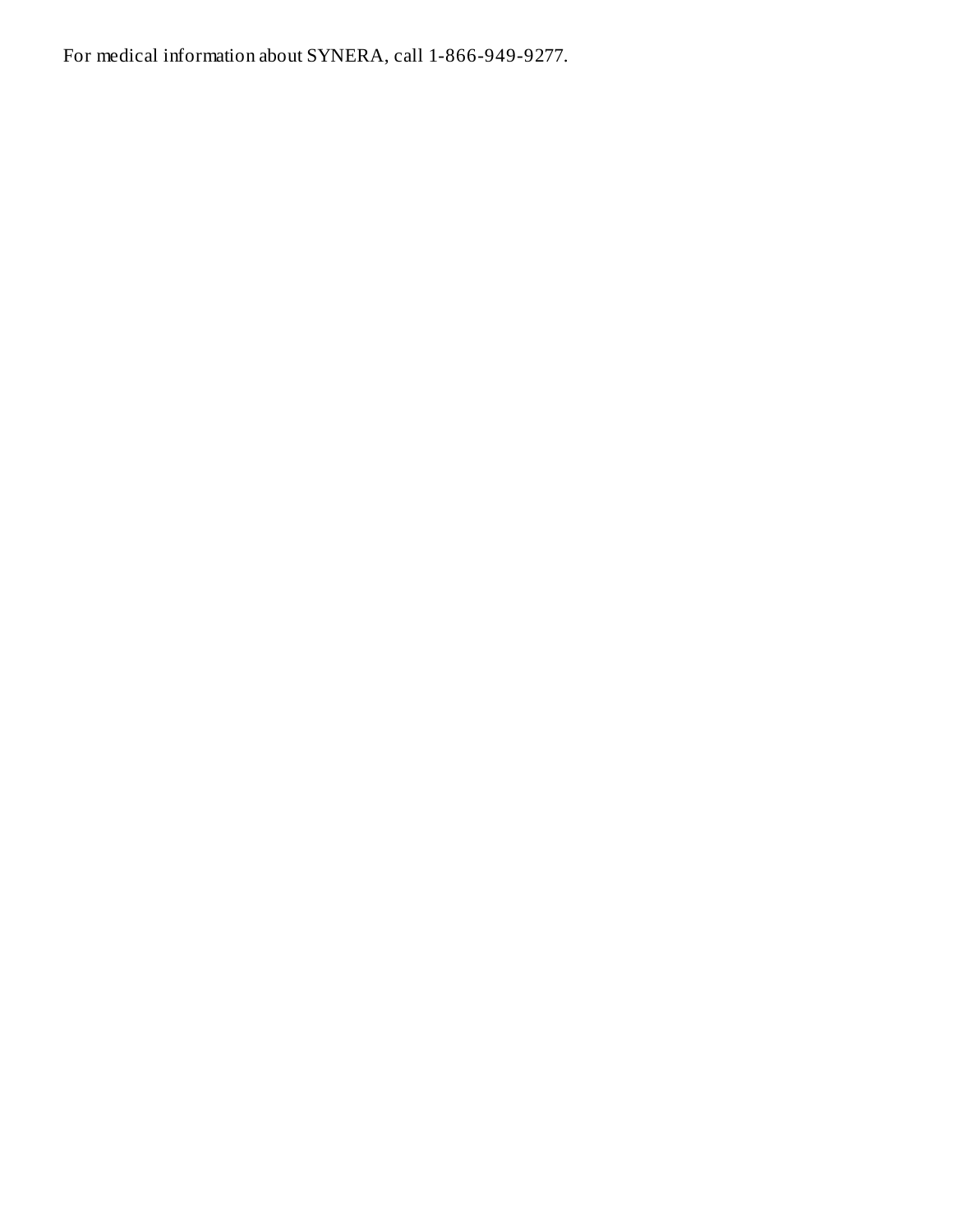For medical information about SYNERA, call 1-866-949-9277.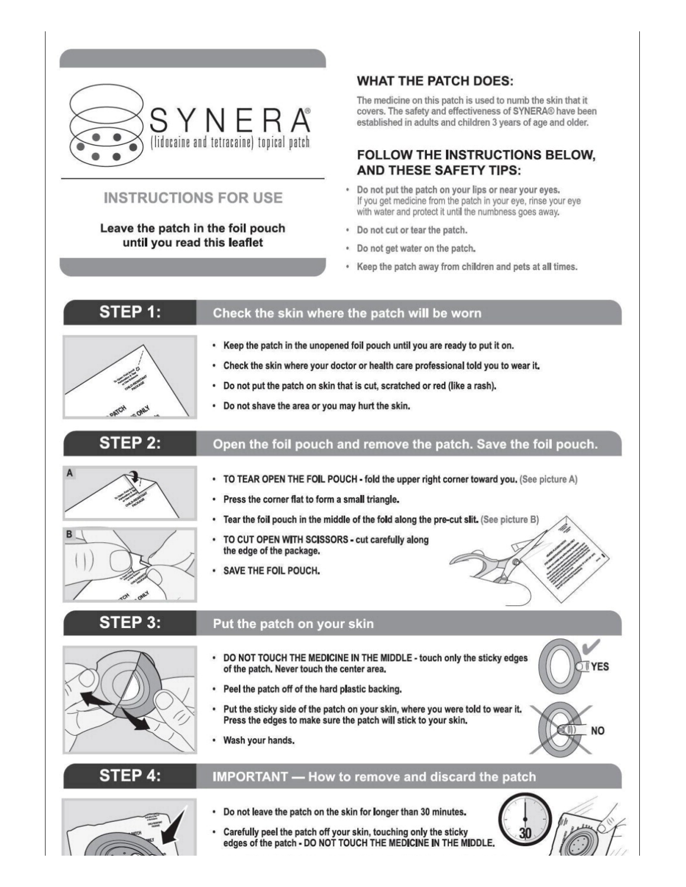# SYNERA®

(lidocaine and tetracaine) topical patch

## INSTRUCTIONS FOR USE

**Leave the patch in the foil pouch until you read this leaflet**

## WHAT THE PATCH DOES:

The medicine on this patch is used to numb the skin that it covers. The safety and effectiveness of SYNERA® have been established in adults and children 3 years of age and older.

## FOLLOW THE INSTRUCTIONS BELOW, AND THESE SAFETY TIPS:

- Do not put the patch on your lips or near your eyes. If you get medicine from the patch in your eye, rinse your eye with water and protect it until the numbness goes away.
- Do not cut or tear the patch.
- Do not get water on the patch.
- Keep the patch away from children and pets at all times.

## STEP 1: Check the skin where the patch will be worn

- Keep the patch in the unopened foil pouch until you are ready to put it on.
- Check the skin where your doctor or health care professional told you to wear it.
- Do not put the patch on skin that is cut, scratched or red (like a rash).
- Do not shave the area or you may hurt the skin.

## STEP 2: Open the foil pouch and remove the patch. Save the foil pouch.

- **TO TEAR OPEN THE FOIL POUCH** - fold the upper right corner toward you. (See picture A)
- Press the corner flat to form a small triangle.
- Tear the foil pouch in the middle of the fold along the pre-cut slit. (See picture B)
- **TO CUT OPEN WITH SCISSORS** - cut carefully along the edge of the package.
- **SAVE THE FOIL POUCH.**

## STEP 3: Put the patch on your skin

- **DO NOT TOUCH THE MEDICINE IN THE MIDDLE** - touch only the sticky edges of the patch. Never touch the center area.
- Peel the patch off of the hard plastic backing.
- Put the sticky side of the patch on your skin, where you were told to wear it. Press the edges to make sure the patch will stick to your skin.
- Wash your hands.

YES

NO

## STEP 4: IMPORTANT — How to remove and discard the patch

- Do not leave the patch on the skin for longer than 30 minutes.
- Carefully peel the patch off your skin, touching only the sticky edges of the patch - **DO NOT TOUCH THE MEDICINE IN THE MIDDLE.**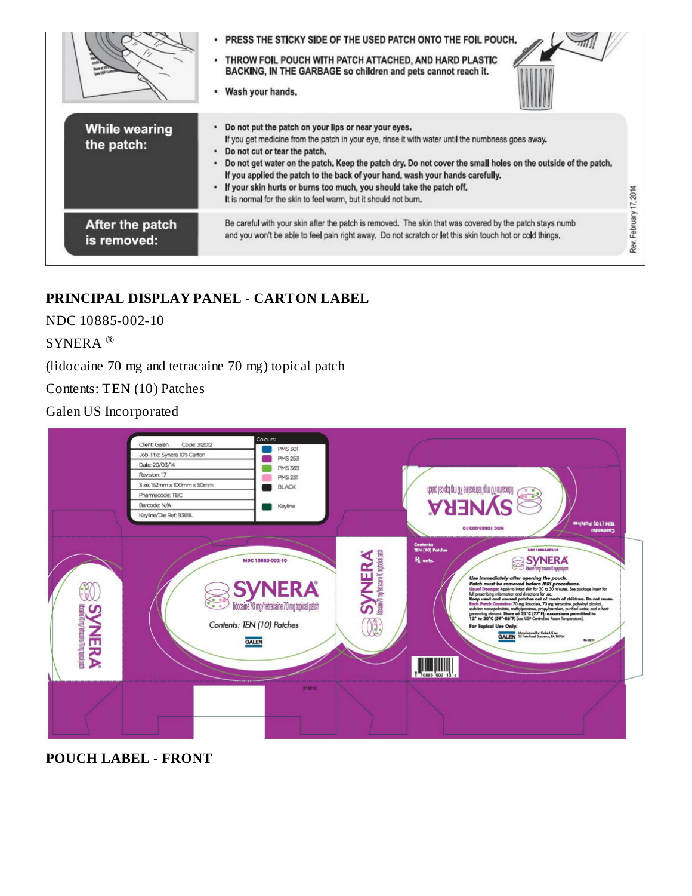- PRESS THE STICKY SIDE OF THE USED PATCH ONTO THE FOIL POUCH.
- THROW FOIL POUCH WITH PATCH ATTACHED, AND HARD PLASTIC BACKING, IN THE GARBAGE so children and pets cannot reach it.
- Wash your hands.

| | |
|---|---|
| **While wearing the patch:** | - Do not put the patch on your lips or near your eyes. If you get medicine from the patch in your eye, rinse it with water until the numbness goes away.<br>- Do not cut or tear the patch.<br>- Do not get water on the patch. Keep the patch dry. Do not cover the small holes on the outside of the patch. If you applied the patch to the back of your hand, wash your hands carefully.<br>- If your skin hurts or burns too much, you should take the patch off. It is normal for the skin to feel warm, but it should not burn. |
| **After the patch is removed:** | Be careful with your skin after the patch is removed. The skin that was covered by the patch stays numb and you won't be able to feel pain right away. Do not scratch or let this skin touch hot or cold things. |

Rev. February 17, 2014

## PRINCIPAL DISPLAY PANEL - CARTON LABEL

NDC 10885-002-10

SYNERA ®

(lidocaine 70 mg and tetracaine 70 mg) topical patch

Contents: TEN (10) Patches

Galen US Incorporated

## POUCH LABEL - FRONT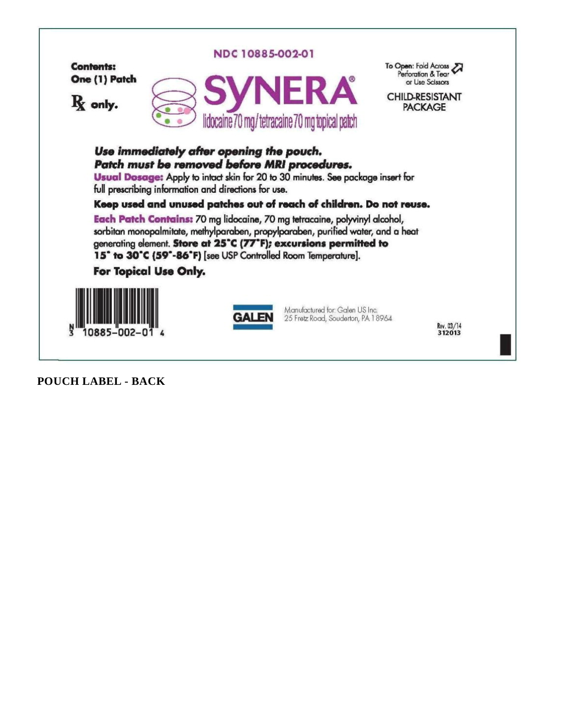NDC 10885-002-01

**Contents:**
**One (1) Patch**

**℞ only.**

# SYNERA®

lidocaine 70 mg/tetracaine 70 mg topical patch

To Open: Fold Across Perforation & Tear or Use Scissors

CHILD-RESISTANT PACKAGE

***Use immediately after opening the pouch.***
***Patch must be removed before MRI procedures.***

**Usual Dosage:** Apply to intact skin for 20 to 30 minutes. See package insert for full prescribing information and directions for use.

**Keep used and unused patches out of reach of children. Do not reuse.**

**Each Patch Contains:** 70 mg lidocaine, 70 mg tetracaine, polyvinyl alcohol, sorbitan monopalmitate, methylparaben, propylparaben, purified water, and a heat generating element. **Store at 25°C (77°F); excursions permitted to 15° to 30°C (59°-86°F)** [see USP Controlled Room Temperature].

**For Topical Use Only.**

N 3 10885-002-01 4

GALEN

Manufactured for: Galen US Inc.
25 Fretz Road, Souderton, PA 18964

Rev. 03/14
312013

**POUCH LABEL - BACK**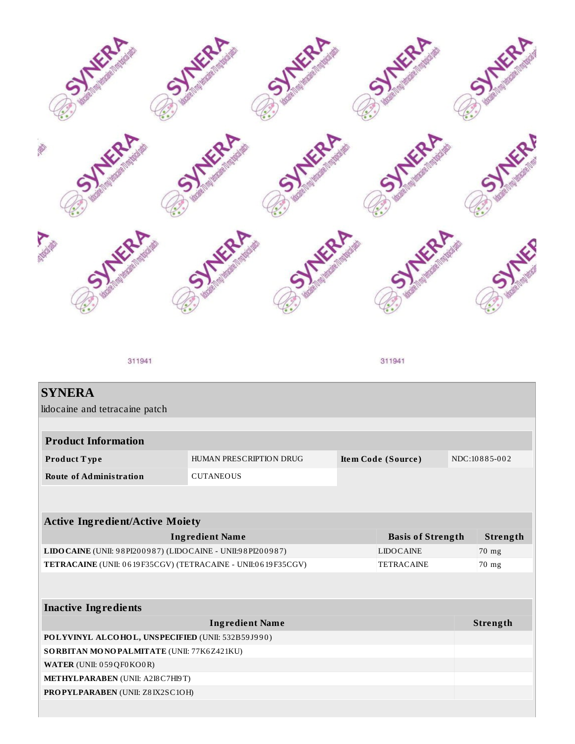311941

311941

## SYNERA

lidocaine and tetracaine patch

| Product Information | | | |
|---|---|---|---|
| **Product Type** | HUMAN PRESCRIPTION DRUG | **Item Code (Source)** | NDC:10885-002 |
| **Route of Administration** | CUTANEOUS | | |

| Active Ingredient/Active Moiety | | |
|---|---|---|
| **Ingredient Name** | **Basis of Strength** | **Strength** |
| **LIDOCAINE** (UNII: 98PI200987) (LIDOCAINE - UNII:98PI200987) | LIDOCAINE | 70 mg |
| **TETRACAINE** (UNII: 0619F35CGV) (TETRACAINE - UNII:0619F35CGV) | TETRACAINE | 70 mg |

| Inactive Ingredients | |
|---|---|
| **Ingredient Name** | **Strength** |
| **POLYVINYL ALCOHOL, UNSPECIFIED** (UNII: 532B59J990) | |
| **SORBITAN MONOPALMITATE** (UNII: 77K6Z421KU) | |
| **WATER** (UNII: 059QF0KO0R) | |
| **METHYLPARABEN** (UNII: A2I8C7HI9T) | |
| **PROPYLPARABEN** (UNII: Z8IX2SC1OH) | |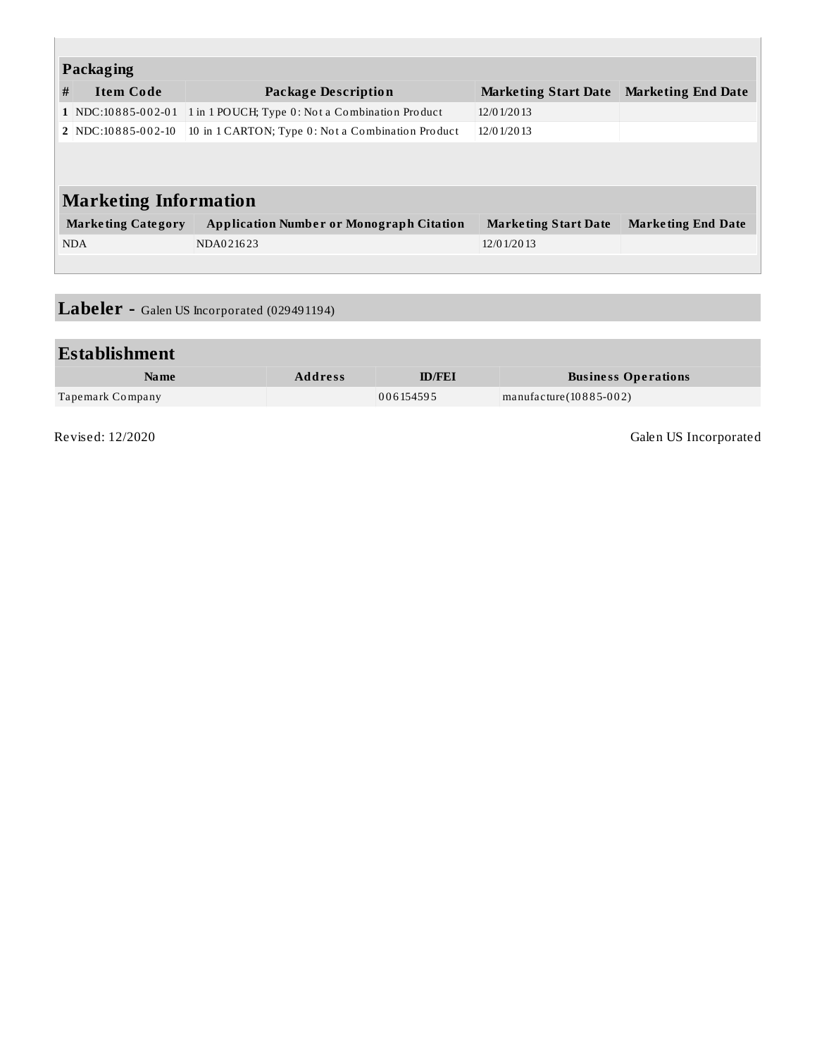| Packaging | | | | |
|---|---|---|---|---|
| **#** | **Item Code** | **Package Description** | **Marketing Start Date** | **Marketing End Date** |
| 1 | NDC:10885-002-01 | 1 in 1 POUCH; Type 0: Not a Combination Product | 12/01/2013 | |
| 2 | NDC:10885-002-10 | 10 in 1 CARTON; Type 0: Not a Combination Product | 12/01/2013 | |

## Marketing Information

| Marketing Category | Application Number or Monograph Citation | Marketing Start Date | Marketing End Date |
|---|---|---|---|
| NDA | NDA021623 | 12/01/2013 | |

## Labeler - Galen US Incorporated (029491194)

## Establishment

| Name | Address | ID/FEI | Business Operations |
|---|---|---|---|
| Tapemark Company | | 006154595 | manufacture(10885-002) |

Revised: 12/2020

Galen US Incorporated